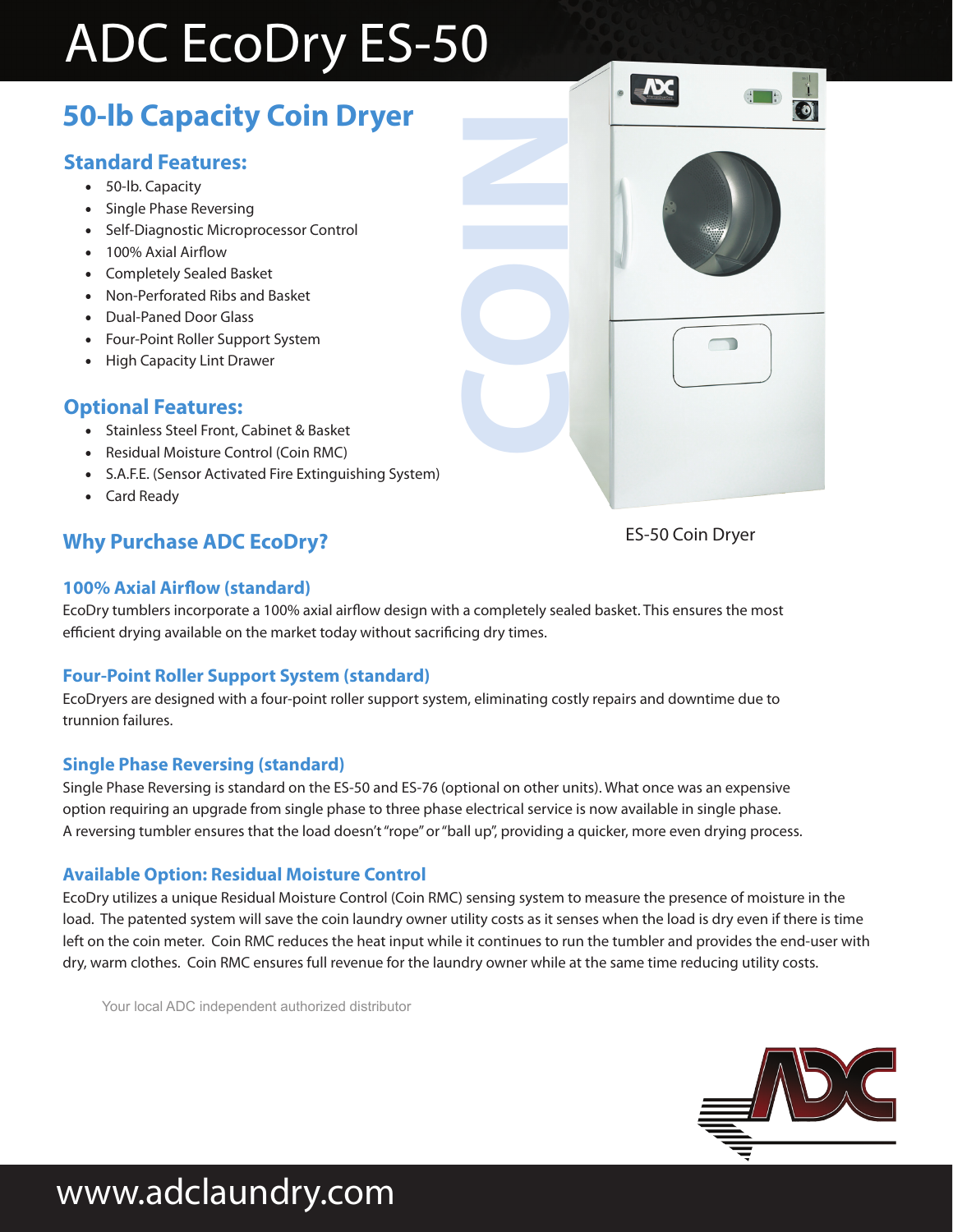# ADC EcoDry ES-50

## 50-lb Capacity Coin Dryer

### Standard Features:

- 50-lb. Capacity
- Single Phase Reversing
- Self-Diagnostic Microprocessor Control
- 100% Axial Airflow
- Completely Sealed Basket
- Non-Perforated Ribs and Basket
- Dual-Paned Door Glass
- Four-Point Roller Support System
- High Capacity Lint Drawer

### Optional Features:

- Stainless Steel Front, Cabinet & Basket
- Residual Moisture Control (Coin RMC)
- S.A.F.E. (Sensor Activated Fire Extinguishing System)
- Card Ready

COIN

ES-50 Coin Dryer

## Why Purchase ADC EcoDry?

### 100% Axial Airflow (standard)

EcoDry tumblers incorporate a 100% axial airflow design with a completely sealed basket. This ensures the most efficient drying available on the market today without sacrificing dry times.

### Four-Point Roller Support System (standard)

EcoDryers are designed with a four-point roller support system, eliminating costly repairs and downtime due to trunnion failures.

### Single Phase Reversing (standard)

Single Phase Reversing is standard on the ES-50 and ES-76 (optional on other units). What once was an expensive option requiring an upgrade from single phase to three phase electrical service is now available in single phase. A reversing tumbler ensures that the load doesn't "rope" or "ball up", providing a quicker, more even drying process.

### Available Option: Residual Moisture Control

EcoDry utilizes a unique Residual Moisture Control (Coin RMC) sensing system to measure the presence of moisture in the load. The patented system will save the coin laundry owner utility costs as it senses when the load is dry even if there is time left on the coin meter. Coin RMC reduces the heat input while it continues to run the tumbler and provides the end-user with dry, warm clothes. Coin RMC ensures full revenue for the laundry owner while at the same time reducing utility costs.

Your local ADC independent authorized distributor

www.adclaundry.com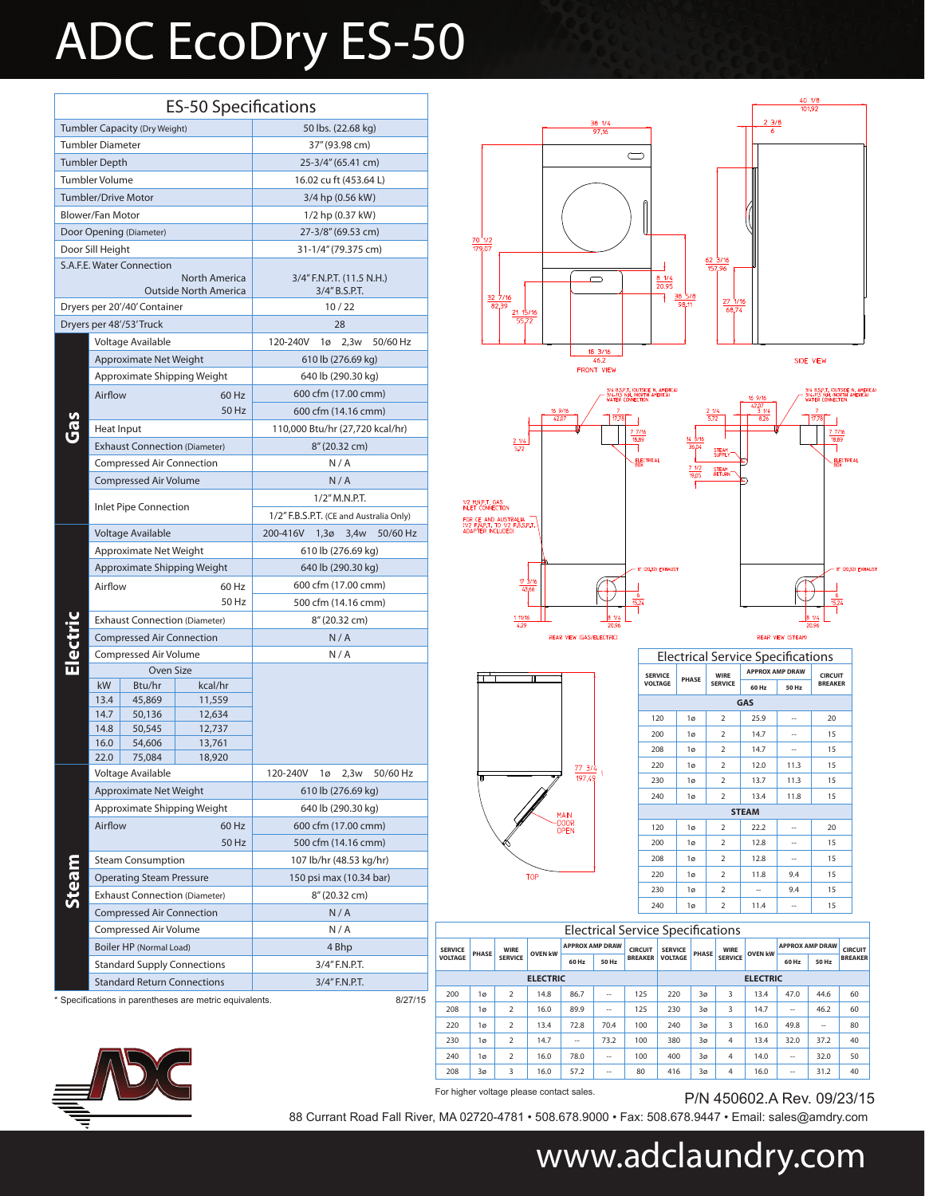# ADC EcoDry ES-50

## ES-50 Specifications

| | | |
|---|---|---|
| | Tumbler Capacity (Dry Weight) | 50 lbs. (22.68 kg) |
| | Tumbler Diameter | 37" (93.98 cm) |
| | Tumbler Depth | 25-3/4" (65.41 cm) |
| | Tumbler Volume | 16.02 cu ft (453.64 L) |
| | Tumbler/Drive Motor | 3/4 hp (0.56 kW) |
| | Blower/Fan Motor | 1/2 hp (0.37 kW) |
| | Door Opening (Diameter) | 27-3/8" (69.53 cm) |
| | Door Sill Height | 31-1/4" (79.375 cm) |
| | S.A.F.E. Water Connection North America | 3/4" F.N.P.T. (11.5 N.H.) |
| | S.A.F.E. Water Connection Outside North America | 3/4" B.S.P.T. |
| | Dryers per 20'/40' Container | 10 / 22 |
| | Dryers per 48'/53' Truck | 28 |
| **Gas** | Voltage Available | 120-240V 1ø 2,3w 50/60 Hz |
| | Approximate Net Weight | 610 lb (276.69 kg) |
| | Approximate Shipping Weight | 640 lb (290.30 kg) |
| | Airflow 60 Hz | 600 cfm (17.00 cmm) |
| | Airflow 50 Hz | 600 cfm (14.16 cmm) |
| | Heat Input | 110,000 Btu/hr (27,720 kcal/hr) |
| | Exhaust Connection (Diameter) | 8" (20.32 cm) |
| | Compressed Air Connection | N / A |
| | Compressed Air Volume | N / A |
| | Inlet Pipe Connection | 1/2" M.N.P.T. |
| | | 1/2" F.B.S.P.T. (CE and Australia Only) |
| **Electric** | Voltage Available | 200-416V 1,3ø 3,4w 50/60 Hz |
| | Approximate Net Weight | 610 lb (276.69 kg) |
| | Approximate Shipping Weight | 640 lb (290.30 kg) |
| | Airflow 60 Hz | 600 cfm (17.00 cmm) |
| | Airflow 50 Hz | 500 cfm (14.16 cmm) |
| | Exhaust Connection (Diameter) | 8" (20.32 cm) |
| | Compressed Air Connection | N / A |
| | Compressed Air Volume | N / A |
| **Steam** | Voltage Available | 120-240V 1ø 2,3w 50/60 Hz |
| | Approximate Net Weight | 610 lb (276.69 kg) |
| | Approximate Shipping Weight | 640 lb (290.30 kg) |
| | Airflow 60 Hz | 600 cfm (17.00 cmm) |
| | Airflow 50 Hz | 500 cfm (14.16 cmm) |
| | Steam Consumption | 107 lb/hr (48.53 kg/hr) |
| | Operating Steam Pressure | 150 psi max (10.34 bar) |
| | Exhaust Connection (Diameter) | 8" (20.32 cm) |
| | Compressed Air Connection | N / A |
| | Compressed Air Volume | N / A |
| | Boiler HP (Normal Load) | 4 Bhp |
| | Standard Supply Connections | 3/4" F.N.P.T. |
| | Standard Return Connections | 3/4" F.N.P.T. |

**Electric Oven Size**

| kW | Btu/hr | kcal/hr |
|---|---|---|
| 13.4 | 45,869 | 11,559 |
| 14.7 | 50,136 | 12,634 |
| 14.8 | 50,545 | 12,737 |
| 16.0 | 54,606 | 13,761 |
| 22.0 | 75,084 | 18,920 |

\* Specifications in parentheses are metric equivalents. 8/27/15

FRONT VIEW: 38 1/4 (97,16); 70 1/2 (179,07); 32 7/16 (82,39); 21 15/16 (55,72); 8 1/4 (20,95); 38 5/8 (98,11); 18 3/16 (46,2)

SIDE VIEW: 40 1/8 (101,92); 2 3/8 (6); 62 3/16 (157,96); 27 1/16 (68,74)

REAR VIEW (GAS/ELECTRIC): 3/4 B.S.P.T. (OUTSIDE N. AMERICA) 3/4-11.5 NH (NORTH AMERICA) WATER CONNECTION; 16 9/16 (42,07); 7 (17,78); 7 7/16 (18,89); 2 1/4 (5,72); ELECTRICAL BOX; 1/2 M.N.P.T. GAS INLET CONNECTION; FOR CE AND AUSTRALIA 1/2 F.N.P.T. TO 1/2 F.B.S.P.T. ADAPTER INCLUDED; 8" (20,32) EXHAUST; 17 3/16 (43,66); 6 (15,24); 1 11/16 (4,29); 8 1/4 (20,96)

REAR VIEW (STEAM): 3/4 B.S.P.T. (OUTSIDE N. AMERICA) 3/4-11.5 NH (NORTH AMERICA) WATER CONNECTION; 16 9/16 (42,07); 3 1/4 (8,26); 2 1/4 (5,72); 7 (17,78); 7 7/16 (18,89); 14 3/16 (36,04); STEAM SUPPLY; 7 1/2 (19,05); STEAM RETURN; ELECTRICAL BOX; 8" (20,32) EXHAUST; 6 (15,24); 8 1/4 (20,96)

TOP: 77 3/4 (197,49); MAIN DOOR OPEN

## Electrical Service Specifications

| Service Voltage | Phase | Wire Service | Approx Amp Draw 60 Hz | Approx Amp Draw 50 Hz | Circuit Breaker |
|---|---|---|---|---|---|
| **GAS** | | | | | |
| 120 | 1ø | 2 | 25.9 | -- | 20 |
| 200 | 1ø | 2 | 14.7 | -- | 15 |
| 208 | 1ø | 2 | 14.7 | -- | 15 |
| 220 | 1ø | 2 | 12.0 | 11.3 | 15 |
| 230 | 1ø | 2 | 13.7 | 11.3 | 15 |
| 240 | 1ø | 2 | 13.4 | 11.8 | 15 |
| **STEAM** | | | | | |
| 120 | 1ø | 2 | 22.2 | -- | 20 |
| 200 | 1ø | 2 | 12.8 | -- | 15 |
| 208 | 1ø | 2 | 12.8 | -- | 15 |
| 220 | 1ø | 2 | 11.8 | 9.4 | 15 |
| 230 | 1ø | 2 | -- | 9.4 | 15 |
| 240 | 1ø | 2 | 11.4 | -- | 15 |

## Electrical Service Specifications

| Service Voltage | Phase | Wire Service | Oven kW | Approx Amp Draw 60 Hz | Approx Amp Draw 50 Hz | Circuit Breaker | Service Voltage | Phase | Wire Service | Oven kW | Approx Amp Draw 60 Hz | Approx Amp Draw 50 Hz | Circuit Breaker |
|---|---|---|---|---|---|---|---|---|---|---|---|---|---|
| **ELECTRIC** | | | | | | | **ELECTRIC** | | | | | | |
| 200 | 1ø | 2 | 14.8 | 86.7 | -- | 125 | 220 | 3ø | 3 | 13.4 | 47.0 | 44.6 | 60 |
| 208 | 1ø | 2 | 16.0 | 89.9 | -- | 125 | 230 | 3ø | 3 | 14.7 | -- | 46.2 | 60 |
| 220 | 1ø | 2 | 13.4 | 72.8 | 70.4 | 100 | 240 | 3ø | 3 | 16.0 | 49.8 | -- | 80 |
| 230 | 1ø | 2 | 14.7 | -- | 73.2 | 100 | 380 | 3ø | 4 | 13.4 | 32.0 | 37.2 | 40 |
| 240 | 1ø | 2 | 16.0 | 78.0 | -- | 100 | 400 | 3ø | 4 | 14.0 | -- | 32.0 | 50 |
| 208 | 3ø | 3 | 16.0 | 57.2 | -- | 80 | 416 | 3ø | 4 | 16.0 | -- | 31.2 | 40 |

For higher voltage please contact sales.

P/N 450602.A Rev. 09/23/15

88 Currant Road Fall River, MA 02720-4781 • 508.678.9000 • Fax: 508.678.9447 • Email: sales@amdry.com

www.adclaundry.com